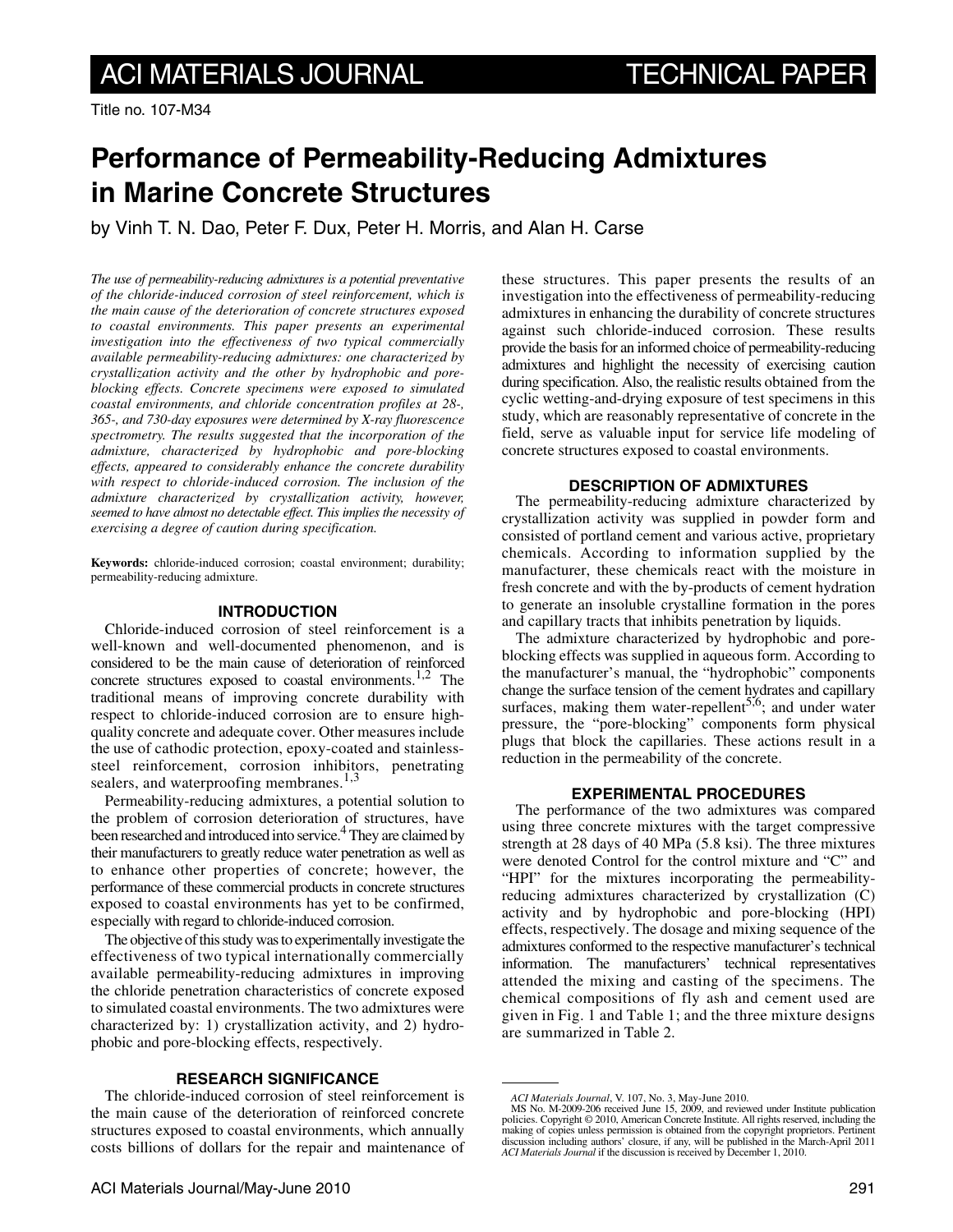Title no. 107-M34

# Performance of Permeability-Reducing Admixtures in Marine Concrete Structures

by Vinh T. N. Dao, Peter F. Dux, Peter H. Morris, and Alan H. Carse

*The use of permeability-reducing admixtures is a potential preventative of the chloride-induced corrosion of steel reinforcement, which is the main cause of the deterioration of concrete structures exposed to coastal environments. This paper presents an experimental investigation into the effectiveness of two typical commercially available permeability-reducing admixtures: one characterized by crystallization activity and the other by hydrophobic and pore-blocking effects. Concrete specimens were exposed to simulated coastal environments, and chloride concentration profiles at 28-, 365-, and 730-day exposures were determined by X-ray fluorescence spectrometry. The results suggested that the incorporation of the admixture, characterized by hydrophobic and pore-blocking effects, appeared to considerably enhance the concrete durability with respect to chloride-induced corrosion. The inclusion of the admixture characterized by crystallization activity, however, seemed to have almost no detectable effect. This implies the necessity of exercising a degree of caution during specification.*

**Keywords:** chloride-induced corrosion; coastal environment; durability; permeability-reducing admixture.

## INTRODUCTION

Chloride-induced corrosion of steel reinforcement is a well-known and well-documented phenomenon, and is considered to be the main cause of deterioration of reinforced concrete structures exposed to coastal environments.[1,2] The traditional means of improving concrete durability with respect to chloride-induced corrosion are to ensure high-quality concrete and adequate cover. Other measures include the use of cathodic protection, epoxy-coated and stainless-steel reinforcement, corrosion inhibitors, penetrating sealers, and waterproofing membranes.[1,3]

Permeability-reducing admixtures, a potential solution to the problem of corrosion deterioration of structures, have been researched and introduced into service.[4] They are claimed by their manufacturers to greatly reduce water penetration as well as to enhance other properties of concrete; however, the performance of these commercial products in concrete structures exposed to coastal environments has yet to be confirmed, especially with regard to chloride-induced corrosion.

The objective of this study was to experimentally investigate the effectiveness of two typical internationally commercially available permeability-reducing admixtures in improving the chloride penetration characteristics of concrete exposed to simulated coastal environments. The two admixtures were characterized by: 1) crystallization activity, and 2) hydrophobic and pore-blocking effects, respectively.

## RESEARCH SIGNIFICANCE

The chloride-induced corrosion of steel reinforcement is the main cause of the deterioration of reinforced concrete structures exposed to coastal environments, which annually costs billions of dollars for the repair and maintenance of these structures. This paper presents the results of an investigation into the effectiveness of permeability-reducing admixtures in enhancing the durability of concrete structures against such chloride-induced corrosion. These results provide the basis for an informed choice of permeability-reducing admixtures and highlight the necessity of exercising caution during specification. Also, the realistic results obtained from the cyclic wetting-and-drying exposure of test specimens in this study, which are reasonably representative of concrete in the field, serve as valuable input for service life modeling of concrete structures exposed to coastal environments.

## DESCRIPTION OF ADMIXTURES

The permeability-reducing admixture characterized by crystallization activity was supplied in powder form and consisted of portland cement and various active, proprietary chemicals. According to information supplied by the manufacturer, these chemicals react with the moisture in fresh concrete and with the by-products of cement hydration to generate an insoluble crystalline formation in the pores and capillary tracts that inhibits penetration by liquids.

The admixture characterized by hydrophobic and pore-blocking effects was supplied in aqueous form. According to the manufacturer's manual, the "hydrophobic" components change the surface tension of the cement hydrates and capillary surfaces, making them water-repellent[5,6]; and under water pressure, the "pore-blocking" components form physical plugs that block the capillaries. These actions result in a reduction in the permeability of the concrete.

## EXPERIMENTAL PROCEDURES

The performance of the two admixtures was compared using three concrete mixtures with the target compressive strength at 28 days of 40 MPa (5.8 ksi). The three mixtures were denoted Control for the control mixture and "C" and "HPI" for the mixtures incorporating the permeability-reducing admixtures characterized by crystallization (C) activity and by hydrophobic and pore-blocking (HPI) effects, respectively. The dosage and mixing sequence of the admixtures conformed to the respective manufacturer's technical information. The manufacturers' technical representatives attended the mixing and casting of the specimens. The chemical compositions of fly ash and cement used are given in Fig. 1 and Table 1; and the three mixture designs are summarized in Table 2.

---

*ACI Materials Journal*, V. 107, No. 3, May-June 2010.
MS No. M-2009-206 received June 15, 2009, and reviewed under Institute publication policies. Copyright © 2010, American Concrete Institute. All rights reserved, including the making of copies unless permission is obtained from the copyright proprietors. Pertinent discussion including authors' closure, if any, will be published in the March-April 2011 *ACI Materials Journal* if the discussion is received by December 1, 2010.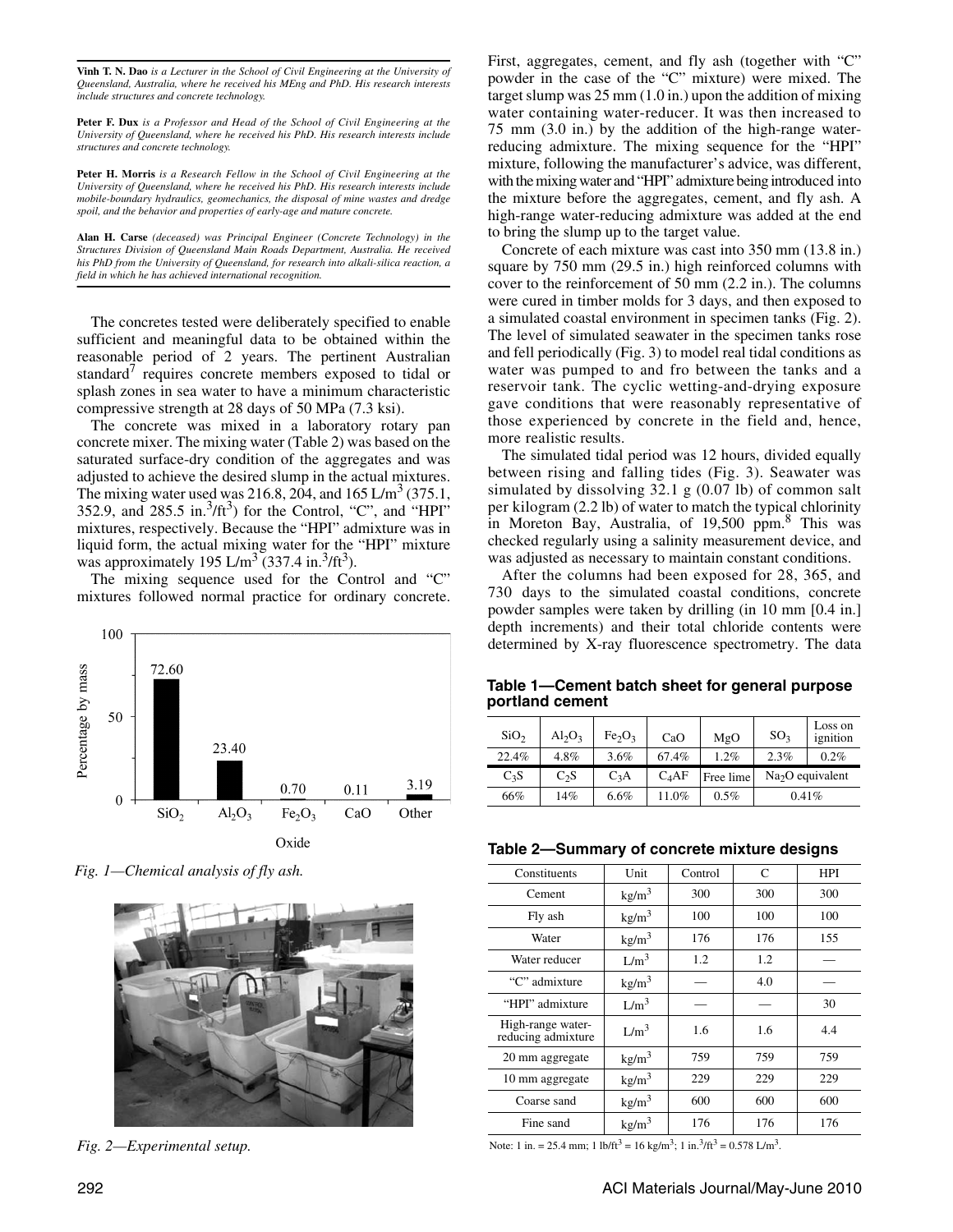**Vinh T. N. Dao** *is a Lecturer in the School of Civil Engineering at the University of Queensland, Australia, where he received his MEng and PhD. His research interests include structures and concrete technology.*

**Peter F. Dux** *is a Professor and Head of the School of Civil Engineering at the University of Queensland, where he received his PhD. His research interests include structures and concrete technology.*

**Peter H. Morris** *is a Research Fellow in the School of Civil Engineering at the University of Queensland, where he received his PhD. His research interests include mobile-boundary hydraulics, geomechanics, the disposal of mine wastes and dredge spoil, and the behavior and properties of early-age and mature concrete.*

**Alan H. Carse** *(deceased) was Principal Engineer (Concrete Technology) in the Structures Division of Queensland Main Roads Department, Australia. He received his PhD from the University of Queensland, for research into alkali-silica reaction, a field in which he has achieved international recognition.*

The concretes tested were deliberately specified to enable sufficient and meaningful data to be obtained within the reasonable period of 2 years. The pertinent Australian standard[7] requires concrete members exposed to tidal or splash zones in sea water to have a minimum characteristic compressive strength at 28 days of 50 MPa (7.3 ksi).

The concrete was mixed in a laboratory rotary pan concrete mixer. The mixing water (Table 2) was based on the saturated surface-dry condition of the aggregates and was adjusted to achieve the desired slump in the actual mixtures. The mixing water used was 216.8, 204, and 165 L/m$^3$ (375.1, 352.9, and 285.5 in.$^3$/ft$^3$) for the Control, "C", and "HPI" mixtures, respectively. Because the "HPI" admixture was in liquid form, the actual mixing water for the "HPI" mixture was approximately 195 L/m$^3$ (337.4 in.$^3$/ft$^3$).

The mixing sequence used for the Control and "C" mixtures followed normal practice for ordinary concrete. First, aggregates, cement, and fly ash (together with "C" powder in the case of the "C" mixture) were mixed. The target slump was 25 mm (1.0 in.) upon the addition of mixing water containing water-reducer. It was then increased to 75 mm (3.0 in.) by the addition of the high-range water-reducing admixture. The mixing sequence for the "HPI" mixture, following the manufacturer's advice, was different, with the mixing water and "HPI" admixture being introduced into the mixture before the aggregates, cement, and fly ash. A high-range water-reducing admixture was added at the end to bring the slump up to the target value.

Concrete of each mixture was cast into 350 mm (13.8 in.) square by 750 mm (29.5 in.) high reinforced columns with cover to the reinforcement of 50 mm (2.2 in.). The columns were cured in timber molds for 3 days, and then exposed to a simulated coastal environment in specimen tanks (Fig. 2). The level of simulated seawater in the specimen tanks rose and fell periodically (Fig. 3) to model real tidal conditions as water was pumped to and fro between the tanks and a reservoir tank. The cyclic wetting-and-drying exposure gave conditions that were reasonably representative of those experienced by concrete in the field and, hence, more realistic results.

The simulated tidal period was 12 hours, divided equally between rising and falling tides (Fig. 3). Seawater was simulated by dissolving 32.1 g (0.07 lb) of common salt per kilogram (2.2 lb) of water to match the typical chlorinity in Moreton Bay, Australia, of 19,500 ppm.[8] This was checked regularly using a salinity measurement device, and was adjusted as necessary to maintain constant conditions.

After the columns had been exposed for 28, 365, and 730 days to the simulated coastal conditions, concrete powder samples were taken by drilling (in 10 mm [0.4 in.] depth increments) and their total chloride contents were determined by X-ray fluorescence spectrometry. The data

| Oxide | $SiO_2$ | $Al_2O_3$ | $Fe_2O_3$ | CaO | Other |
|---|---|---|---|---|---|
| Percentage by mass | 72.60 | 23.40 | 0.70 | 0.11 | 3.19 |

*Fig. 1—Chemical analysis of fly ash.*

*Fig. 2—Experimental setup.*

**Table 1—Cement batch sheet for general purpose portland cement**

| $SiO_2$ | $Al_2O_3$ | $Fe_2O_3$ | CaO | MgO | $SO_3$ | Loss on ignition |
|---|---|---|---|---|---|---|
| 22.4% | 4.8% | 3.6% | 67.4% | 1.2% | 2.3% | 0.2% |
| $C_3S$ | $C_2S$ | $C_3A$ | $C_4AF$ | Free lime | $Na_2O$ equivalent | |
| 66% | 14% | 6.6% | 11.0% | 0.5% | 0.41% | |

**Table 2—Summary of concrete mixture designs**

| Constituents | Unit | Control | C | HPI |
|---|---|---|---|---|
| Cement | kg/m$^3$ | 300 | 300 | 300 |
| Fly ash | kg/m$^3$ | 100 | 100 | 100 |
| Water | kg/m$^3$ | 176 | 176 | 155 |
| Water reducer | L/m$^3$ | 1.2 | 1.2 | — |
| "C" admixture | kg/m$^3$ | — | 4.0 | — |
| "HPI" admixture | L/m$^3$ | — | — | 30 |
| High-range water-reducing admixture | L/m$^3$ | 1.6 | 1.6 | 4.4 |
| 20 mm aggregate | kg/m$^3$ | 759 | 759 | 759 |
| 10 mm aggregate | kg/m$^3$ | 229 | 229 | 229 |
| Coarse sand | kg/m$^3$ | 600 | 600 | 600 |
| Fine sand | kg/m$^3$ | 176 | 176 | 176 |

Note: 1 in. = 25.4 mm; 1 lb/ft$^3$ = 16 kg/m$^3$; 1 in.$^3$/ft$^3$ = 0.578 L/m$^3$.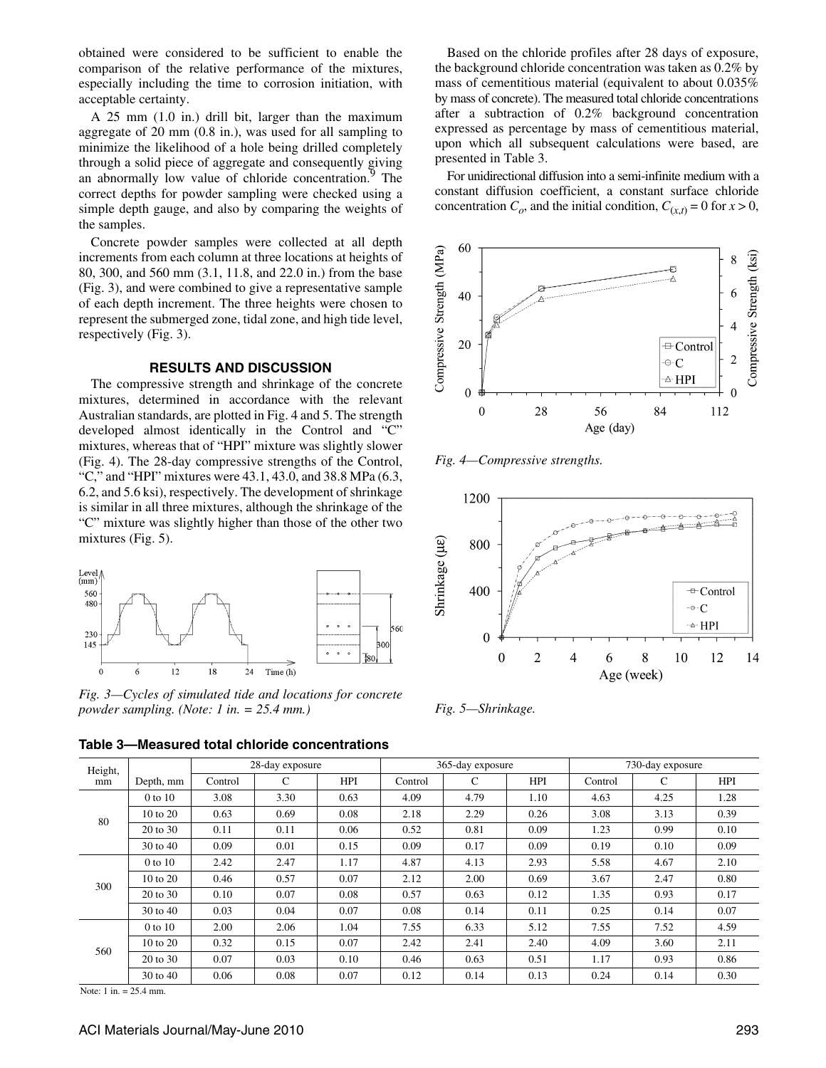obtained were considered to be sufficient to enable the comparison of the relative performance of the mixtures, especially including the time to corrosion initiation, with acceptable certainty.

A 25 mm (1.0 in.) drill bit, larger than the maximum aggregate of 20 mm (0.8 in.), was used for all sampling to minimize the likelihood of a hole being drilled completely through a solid piece of aggregate and consequently giving an abnormally low value of chloride concentration.[9] The correct depths for powder sampling were checked using a simple depth gauge, and also by comparing the weights of the samples.

Concrete powder samples were collected at all depth increments from each column at three locations at heights of 80, 300, and 560 mm (3.1, 11.8, and 22.0 in.) from the base (Fig. 3), and were combined to give a representative sample of each depth increment. The three heights were chosen to represent the submerged zone, tidal zone, and high tide level, respectively (Fig. 3).

## RESULTS AND DISCUSSION

The compressive strength and shrinkage of the concrete mixtures, determined in accordance with the relevant Australian standards, are plotted in Fig. 4 and 5. The strength developed almost identically in the Control and "C" mixtures, whereas that of "HPI" mixture was slightly slower (Fig. 4). The 28-day compressive strengths of the Control, "C," and "HPI" mixtures were 43.1, 43.0, and 38.8 MPa (6.3, 6.2, and 5.6 ksi), respectively. The development of shrinkage is similar in all three mixtures, although the shrinkage of the "C" mixture was slightly higher than those of the other two mixtures (Fig. 5).

*Fig. 3—Cycles of simulated tide and locations for concrete powder sampling. (Note: 1 in. = 25.4 mm.)*

Based on the chloride profiles after 28 days of exposure, the background chloride concentration was taken as 0.2% by mass of cementitious material (equivalent to about 0.035% by mass of concrete). The measured total chloride concentrations after a subtraction of 0.2% background concentration expressed as percentage by mass of cementitious material, upon which all subsequent calculations were based, are presented in Table 3.

For unidirectional diffusion into a semi-infinite medium with a constant diffusion coefficient, a constant surface chloride concentration $C_o$, and the initial condition, $C_{(x,t)} = 0$ for $x > 0$,

*Fig. 4—Compressive strengths.*

*Fig. 5—Shrinkage.*

**Table 3—Measured total chloride concentrations**

| Height, mm | Depth, mm | 28-day exposure | | | 365-day exposure | | | 730-day exposure | | |
|---|---|---|---|---|---|---|---|---|---|---|
| | | Control | C | HPI | Control | C | HPI | Control | C | HPI |
| 80 | 0 to 10 | 3.08 | 3.30 | 0.63 | 4.09 | 4.79 | 1.10 | 4.63 | 4.25 | 1.28 |
| | 10 to 20 | 0.63 | 0.69 | 0.08 | 2.18 | 2.29 | 0.26 | 3.08 | 3.13 | 0.39 |
| | 20 to 30 | 0.11 | 0.11 | 0.06 | 0.52 | 0.81 | 0.09 | 1.23 | 0.99 | 0.10 |
| | 30 to 40 | 0.09 | 0.01 | 0.15 | 0.09 | 0.17 | 0.09 | 0.19 | 0.10 | 0.09 |
| 300 | 0 to 10 | 2.42 | 2.47 | 1.17 | 4.87 | 4.13 | 2.93 | 5.58 | 4.67 | 2.10 |
| | 10 to 20 | 0.46 | 0.57 | 0.07 | 2.12 | 2.00 | 0.69 | 3.67 | 2.47 | 0.80 |
| | 20 to 30 | 0.10 | 0.07 | 0.08 | 0.57 | 0.63 | 0.12 | 1.35 | 0.93 | 0.17 |
| | 30 to 40 | 0.03 | 0.04 | 0.07 | 0.08 | 0.14 | 0.11 | 0.25 | 0.14 | 0.07 |
| 560 | 0 to 10 | 2.00 | 2.06 | 1.04 | 7.55 | 6.33 | 5.12 | 7.55 | 7.52 | 4.59 |
| | 10 to 20 | 0.32 | 0.15 | 0.07 | 2.42 | 2.41 | 2.40 | 4.09 | 3.60 | 2.11 |
| | 20 to 30 | 0.07 | 0.03 | 0.10 | 0.46 | 0.63 | 0.51 | 1.17 | 0.93 | 0.86 |
| | 30 to 40 | 0.06 | 0.08 | 0.07 | 0.12 | 0.14 | 0.13 | 0.24 | 0.14 | 0.30 |

Note: 1 in. = 25.4 mm.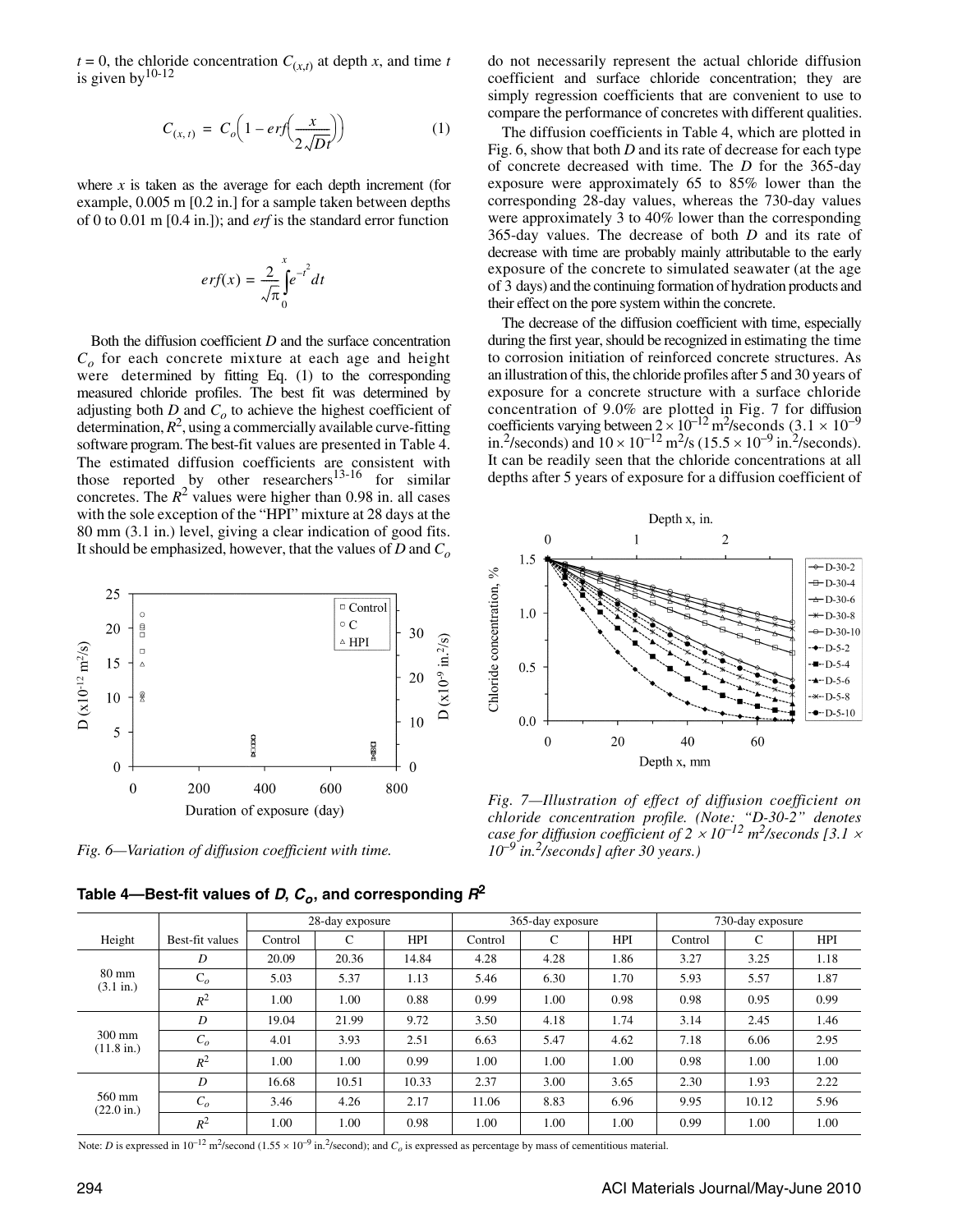$t = 0$, the chloride concentration $C_{(x,t)}$ at depth $x$, and time $t$ is given by[10-12]

$$C_{(x,t)} = C_o\left(1 - erf\left(\frac{x}{2\sqrt{Dt}}\right)\right) \tag{1}$$

where $x$ is taken as the average for each depth increment (for example, 0.005 m [0.2 in.] for a sample taken between depths of 0 to 0.01 m [0.4 in.]); and *erf* is the standard error function

$$erf(x) = \frac{2}{\sqrt{\pi}}\int_0^x e^{-t^2}dt$$

Both the diffusion coefficient $D$ and the surface concentration $C_o$ for each concrete mixture at each age and height were determined by fitting Eq. (1) to the corresponding measured chloride profiles. The best fit was determined by adjusting both $D$ and $C_o$ to achieve the highest coefficient of determination, $R^2$, using a commercially available curve-fitting software program. The best-fit values are presented in Table 4. The estimated diffusion coefficients are consistent with those reported by other researchers[13-16] for similar concretes. The $R^2$ values were higher than 0.98 in. all cases with the sole exception of the "HPI" mixture at 28 days at the 80 mm (3.1 in.) level, giving a clear indication of good fits. It should be emphasized, however, that the values of $D$ and $C_o$ do not necessarily represent the actual chloride diffusion coefficient and surface chloride concentration; they are simply regression coefficients that are convenient to use to compare the performance of concretes with different qualities.

The diffusion coefficients in Table 4, which are plotted in Fig. 6, show that both $D$ and its rate of decrease for each type of concrete decreased with time. The $D$ for the 365-day exposure were approximately 65 to 85% lower than the corresponding 28-day values, whereas the 730-day values were approximately 3 to 40% lower than the corresponding 365-day values. The decrease of both $D$ and its rate of decrease with time are probably mainly attributable to the early exposure of the concrete to simulated seawater (at the age of 3 days) and the continuing formation of hydration products and their effect on the pore system within the concrete.

The decrease of the diffusion coefficient with time, especially during the first year, should be recognized in estimating the time to corrosion initiation of reinforced concrete structures. As an illustration of this, the chloride profiles after 5 and 30 years of exposure for a concrete structure with a surface chloride concentration of 9.0% are plotted in Fig. 7 for diffusion coefficients varying between $2 \times 10^{-12}$ m²/seconds ($3.1 \times 10^{-9}$ in.²/seconds) and $10 \times 10^{-12}$ m²/s ($15.5 \times 10^{-9}$ in.²/seconds). It can be readily seen that the chloride concentrations at all depths after 5 years of exposure for a diffusion coefficient of

*Fig. 6—Variation of diffusion coefficient with time.*

*Fig. 7—Illustration of effect of diffusion coefficient on chloride concentration profile. (Note: "D-30-2" denotes case for diffusion coefficient of $2 \times 10^{-12}$ m²/seconds [$3.1 \times 10^{-9}$ in.²/seconds] after 30 years.)*

**Table 4—Best-fit values of $D$, $C_o$, and corresponding $R^2$**

| Height | Best-fit values | 28-day exposure | | | 365-day exposure | | | 730-day exposure | | |
|---|---|---|---|---|---|---|---|---|---|---|
| | | Control | C | HPI | Control | C | HPI | Control | C | HPI |
| 80 mm (3.1 in.) | $D$ | 20.09 | 20.36 | 14.84 | 4.28 | 4.28 | 1.86 | 3.27 | 3.25 | 1.18 |
| | $C_o$ | 5.03 | 5.37 | 1.13 | 5.46 | 6.30 | 1.70 | 5.93 | 5.57 | 1.87 |
| | $R^2$ | 1.00 | 1.00 | 0.88 | 0.99 | 1.00 | 0.98 | 0.98 | 0.95 | 0.99 |
| 300 mm (11.8 in.) | $D$ | 19.04 | 21.99 | 9.72 | 3.50 | 4.18 | 1.74 | 3.14 | 2.45 | 1.46 |
| | $C_o$ | 4.01 | 3.93 | 2.51 | 6.63 | 5.47 | 4.62 | 7.18 | 6.06 | 2.95 |
| | $R^2$ | 1.00 | 1.00 | 0.99 | 1.00 | 1.00 | 1.00 | 0.98 | 1.00 | 1.00 |
| 560 mm (22.0 in.) | $D$ | 16.68 | 10.51 | 10.33 | 2.37 | 3.00 | 3.65 | 2.30 | 1.93 | 2.22 |
| | $C_o$ | 3.46 | 4.26 | 2.17 | 11.06 | 8.83 | 6.96 | 9.95 | 10.12 | 5.96 |
| | $R^2$ | 1.00 | 1.00 | 0.98 | 1.00 | 1.00 | 1.00 | 0.99 | 1.00 | 1.00 |

Note: $D$ is expressed in $10^{-12}$ m²/second ($1.55 \times 10^{-9}$ in.²/second); and $C_o$ is expressed as percentage by mass of cementitious material.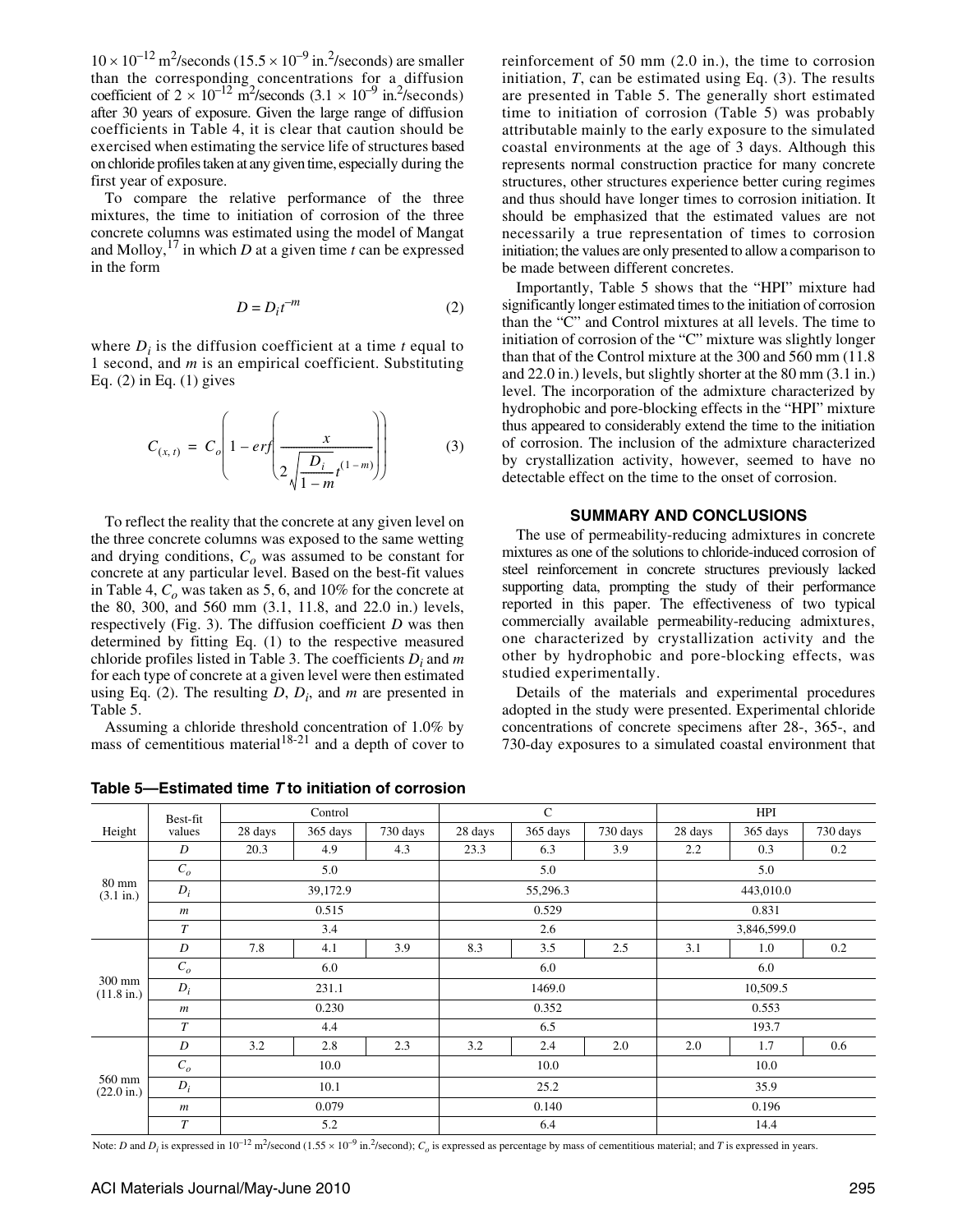$10 \times 10^{-12}$ m²/seconds ($15.5 \times 10^{-9}$ in.²/seconds) are smaller than the corresponding concentrations for a diffusion coefficient of $2 \times 10^{-12}$ m²/seconds ($3.1 \times 10^{-9}$ in.²/seconds) after 30 years of exposure. Given the large range of diffusion coefficients in Table 4, it is clear that caution should be exercised when estimating the service life of structures based on chloride profiles taken at any given time, especially during the first year of exposure.

To compare the relative performance of the three mixtures, the time to initiation of corrosion of the three concrete columns was estimated using the model of Mangat and Molloy,[17] in which $D$ at a given time $t$ can be expressed in the form

$$D = D_i t^{-m} \tag{2}$$

where $D_i$ is the diffusion coefficient at a time $t$ equal to 1 second, and $m$ is an empirical coefficient. Substituting Eq. (2) in Eq. (1) gives

$$C_{(x,t)} = C_o\left(1 - erf\left(\frac{x}{2\sqrt{\frac{D_i}{1-m}t^{(1-m)}}}\right)\right) \tag{3}$$

To reflect the reality that the concrete at any given level on the three concrete columns was exposed to the same wetting and drying conditions, $C_o$ was assumed to be constant for concrete at any particular level. Based on the best-fit values in Table 4, $C_o$ was taken as 5, 6, and 10% for the concrete at the 80, 300, and 560 mm (3.1, 11.8, and 22.0 in.) levels, respectively (Fig. 3). The diffusion coefficient $D$ was then determined by fitting Eq. (1) to the respective measured chloride profiles listed in Table 3. The coefficients $D_i$ and $m$ for each type of concrete at a given level were then estimated using Eq. (2). The resulting $D$, $D_i$, and $m$ are presented in Table 5.

Assuming a chloride threshold concentration of 1.0% by mass of cementitious material[18-21] and a depth of cover to reinforcement of 50 mm (2.0 in.), the time to corrosion initiation, $T$, can be estimated using Eq. (3). The results are presented in Table 5. The generally short estimated time to initiation of corrosion (Table 5) was probably attributable mainly to the early exposure to the simulated coastal environments at the age of 3 days. Although this represents normal construction practice for many concrete structures, other structures experience better curing regimes and thus should have longer times to corrosion initiation. It should be emphasized that the estimated values are not necessarily a true representation of times to corrosion initiation; the values are only presented to allow a comparison to be made between different concretes.

Importantly, Table 5 shows that the "HPI" mixture had significantly longer estimated times to the initiation of corrosion than the "C" and Control mixtures at all levels. The time to initiation of corrosion of the "C" mixture was slightly longer than that of the Control mixture at the 300 and 560 mm (11.8 and 22.0 in.) levels, but slightly shorter at the 80 mm (3.1 in.) level. The incorporation of the admixture characterized by hydrophobic and pore-blocking effects in the "HPI" mixture thus appeared to considerably extend the time to the initiation of corrosion. The inclusion of the admixture characterized by crystallization activity, however, seemed to have no detectable effect on the time to the onset of corrosion.

## SUMMARY AND CONCLUSIONS

The use of permeability-reducing admixtures in concrete mixtures as one of the solutions to chloride-induced corrosion of steel reinforcement in concrete structures previously lacked supporting data, prompting the study of their performance reported in this paper. The effectiveness of two typical commercially available permeability-reducing admixtures, one characterized by crystallization activity and the other by hydrophobic and pore-blocking effects, was studied experimentally.

Details of the materials and experimental procedures adopted in the study were presented. Experimental chloride concentrations of concrete specimens after 28-, 365-, and 730-day exposures to a simulated coastal environment that

**Table 5—Estimated time $T$ to initiation of corrosion**

| Height | Best-fit values | Control | | | C | | | HPI | | |
|---|---|---|---|---|---|---|---|---|---|---|
| | | 28 days | 365 days | 730 days | 28 days | 365 days | 730 days | 28 days | 365 days | 730 days |
| 80 mm (3.1 in.) | $D$ | 20.3 | 4.9 | 4.3 | 23.3 | 6.3 | 3.9 | 2.2 | 0.3 | 0.2 |
| | $C_o$ | 5.0 | | | 5.0 | | | 5.0 | | |
| | $D_i$ | 39,172.9 | | | 55,296.3 | | | 443,010.0 | | |
| | $m$ | 0.515 | | | 0.529 | | | 0.831 | | |
| | $T$ | 3.4 | | | 2.6 | | | 3,846,599.0 | | |
| 300 mm (11.8 in.) | $D$ | 7.8 | 4.1 | 3.9 | 8.3 | 3.5 | 2.5 | 3.1 | 1.0 | 0.2 |
| | $C_o$ | 6.0 | | | 6.0 | | | 6.0 | | |
| | $D_i$ | 231.1 | | | 1469.0 | | | 10,509.5 | | |
| | $m$ | 0.230 | | | 0.352 | | | 0.553 | | |
| | $T$ | 4.4 | | | 6.5 | | | 193.7 | | |
| 560 mm (22.0 in.) | $D$ | 3.2 | 2.8 | 2.3 | 3.2 | 2.4 | 2.0 | 2.0 | 1.7 | 0.6 |
| | $C_o$ | 10.0 | | | 10.0 | | | 10.0 | | |
| | $D_i$ | 10.1 | | | 25.2 | | | 35.9 | | |
| | $m$ | 0.079 | | | 0.140 | | | 0.196 | | |
| | $T$ | 5.2 | | | 6.4 | | | 14.4 | | |

Note: $D$ and $D_i$ is expressed in $10^{-12}$ m²/second ($1.55 \times 10^{-9}$ in.²/second); $C_o$ is expressed as percentage by mass of cementitious material; and $T$ is expressed in years.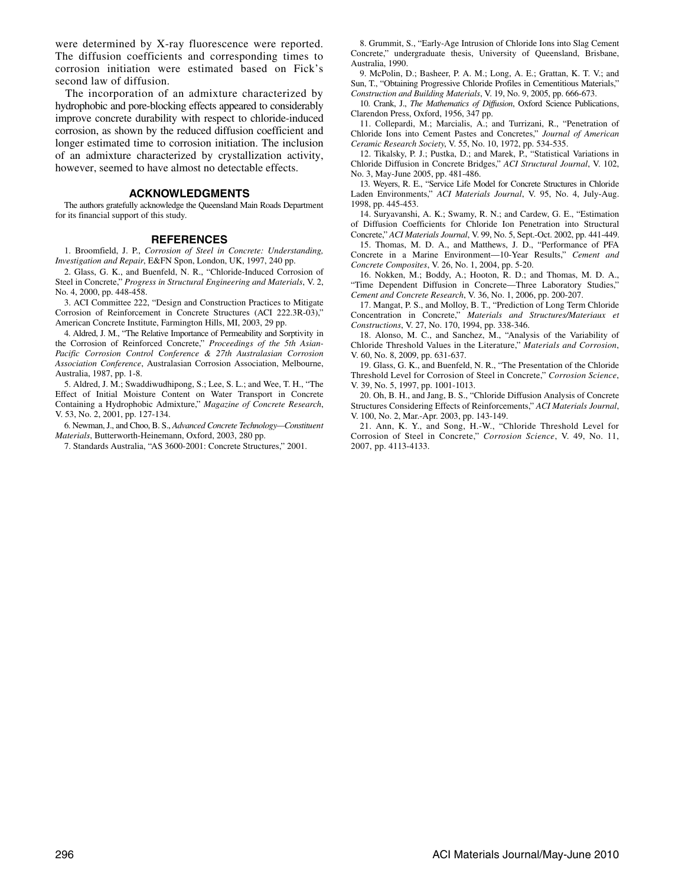were determined by X-ray fluorescence were reported. The diffusion coefficients and corresponding times to corrosion initiation were estimated based on Fick's second law of diffusion.

The incorporation of an admixture characterized by hydrophobic and pore-blocking effects appeared to considerably improve concrete durability with respect to chloride-induced corrosion, as shown by the reduced diffusion coefficient and longer estimated time to corrosion initiation. The inclusion of an admixture characterized by crystallization activity, however, seemed to have almost no detectable effects.

## ACKNOWLEDGMENTS

The authors gratefully acknowledge the Queensland Main Roads Department for its financial support of this study.

## REFERENCES

1. Broomfield, J. P., *Corrosion of Steel in Concrete: Understanding, Investigation and Repair*, E&FN Spon, London, UK, 1997, 240 pp.

2. Glass, G. K., and Buenfeld, N. R., "Chloride-Induced Corrosion of Steel in Concrete," *Progress in Structural Engineering and Materials*, V. 2, No. 4, 2000, pp. 448-458.

3. ACI Committee 222, "Design and Construction Practices to Mitigate Corrosion of Reinforcement in Concrete Structures (ACI 222.3R-03)," American Concrete Institute, Farmington Hills, MI, 2003, 29 pp.

4. Aldred, J. M., "The Relative Importance of Permeability and Sorptivity in the Corrosion of Reinforced Concrete," *Proceedings of the 5th Asian-Pacific Corrosion Control Conference & 27th Australasian Corrosion Association Conference*, Australasian Corrosion Association, Melbourne, Australia, 1987, pp. 1-8.

5. Aldred, J. M.; Swaddiwudhipong, S.; Lee, S. L.; and Wee, T. H., "The Effect of Initial Moisture Content on Water Transport in Concrete Containing a Hydrophobic Admixture," *Magazine of Concrete Research*, V. 53, No. 2, 2001, pp. 127-134.

6. Newman, J., and Choo, B. S., *Advanced Concrete Technology—Constituent Materials*, Butterworth-Heinemann, Oxford, 2003, 280 pp.

7. Standards Australia, "AS 3600-2001: Concrete Structures," 2001.

8. Grummit, S., "Early-Age Intrusion of Chloride Ions into Slag Cement Concrete," undergraduate thesis, University of Queensland, Brisbane, Australia, 1990.

9. McPolin, D.; Basheer, P. A. M.; Long, A. E.; Grattan, K. T. V.; and Sun, T., "Obtaining Progressive Chloride Profiles in Cementitious Materials," *Construction and Building Materials*, V. 19, No. 9, 2005, pp. 666-673.

10. Crank, J., *The Mathematics of Diffusion*, Oxford Science Publications, Clarendon Press, Oxford, 1956, 347 pp.

11. Collepardi, M.; Marcialis, A.; and Turrizani, R., "Penetration of Chloride Ions into Cement Pastes and Concretes," *Journal of American Ceramic Research Society*, V. 55, No. 10, 1972, pp. 534-535.

12. Tikalsky, P. J.; Pustka, D.; and Marek, P., "Statistical Variations in Chloride Diffusion in Concrete Bridges," *ACI Structural Journal*, V. 102, No. 3, May-June 2005, pp. 481-486.

13. Weyers, R. E., "Service Life Model for Concrete Structures in Chloride Laden Environments," *ACI Materials Journal*, V. 95, No. 4, July-Aug. 1998, pp. 445-453.

14. Suryavanshi, A. K.; Swamy, R. N.; and Cardew, G. E., "Estimation of Diffusion Coefficients for Chloride Ion Penetration into Structural Concrete," *ACI Materials Journal*, V. 99, No. 5, Sept.-Oct. 2002, pp. 441-449.

15. Thomas, M. D. A., and Matthews, J. D., "Performance of PFA Concrete in a Marine Environment—10-Year Results," *Cement and Concrete Composites*, V. 26, No. 1, 2004, pp. 5-20.

16. Nokken, M.; Boddy, A.; Hooton, R. D.; and Thomas, M. D. A., "Time Dependent Diffusion in Concrete—Three Laboratory Studies," *Cement and Concrete Research*, V. 36, No. 1, 2006, pp. 200-207.

17. Mangat, P. S., and Molloy, B. T., "Prediction of Long Term Chloride Concentration in Concrete," *Materials and Structures/Materiaux et Constructions*, V. 27, No. 170, 1994, pp. 338-346.

18. Alonso, M. C., and Sanchez, M., "Analysis of the Variability of Chloride Threshold Values in the Literature," *Materials and Corrosion*, V. 60, No. 8, 2009, pp. 631-637.

19. Glass, G. K., and Buenfeld, N. R., "The Presentation of the Chloride Threshold Level for Corrosion of Steel in Concrete," *Corrosion Science*, V. 39, No. 5, 1997, pp. 1001-1013.

20. Oh, B. H., and Jang, B. S., "Chloride Diffusion Analysis of Concrete Structures Considering Effects of Reinforcements," *ACI Materials Journal*, V. 100, No. 2, Mar.-Apr. 2003, pp. 143-149.

21. Ann, K. Y., and Song, H.-W., "Chloride Threshold Level for Corrosion of Steel in Concrete," *Corrosion Science*, V. 49, No. 11, 2007, pp. 4113-4133.